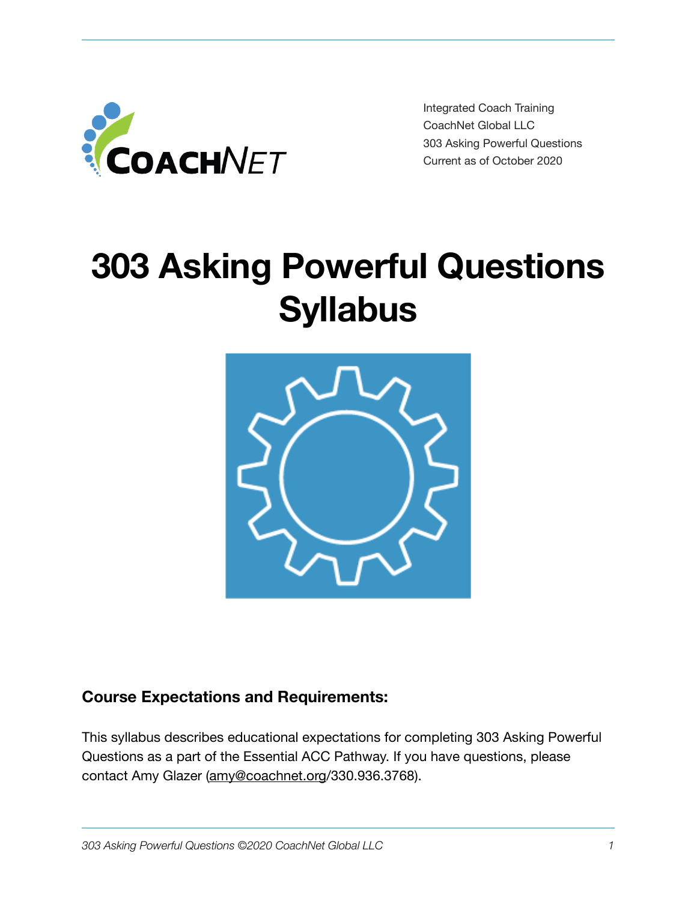Integrated Coach Training
CoachNet Global LLC
303 Asking Powerful Questions
Current as of October 2020

# 303 Asking Powerful Questions Syllabus

## Course Expectations and Requirements:

This syllabus describes educational expectations for completing 303 Asking Powerful Questions as a part of the Essential ACC Pathway. If you have questions, please contact Amy Glazer (amy@coachnet.org/330.936.3768).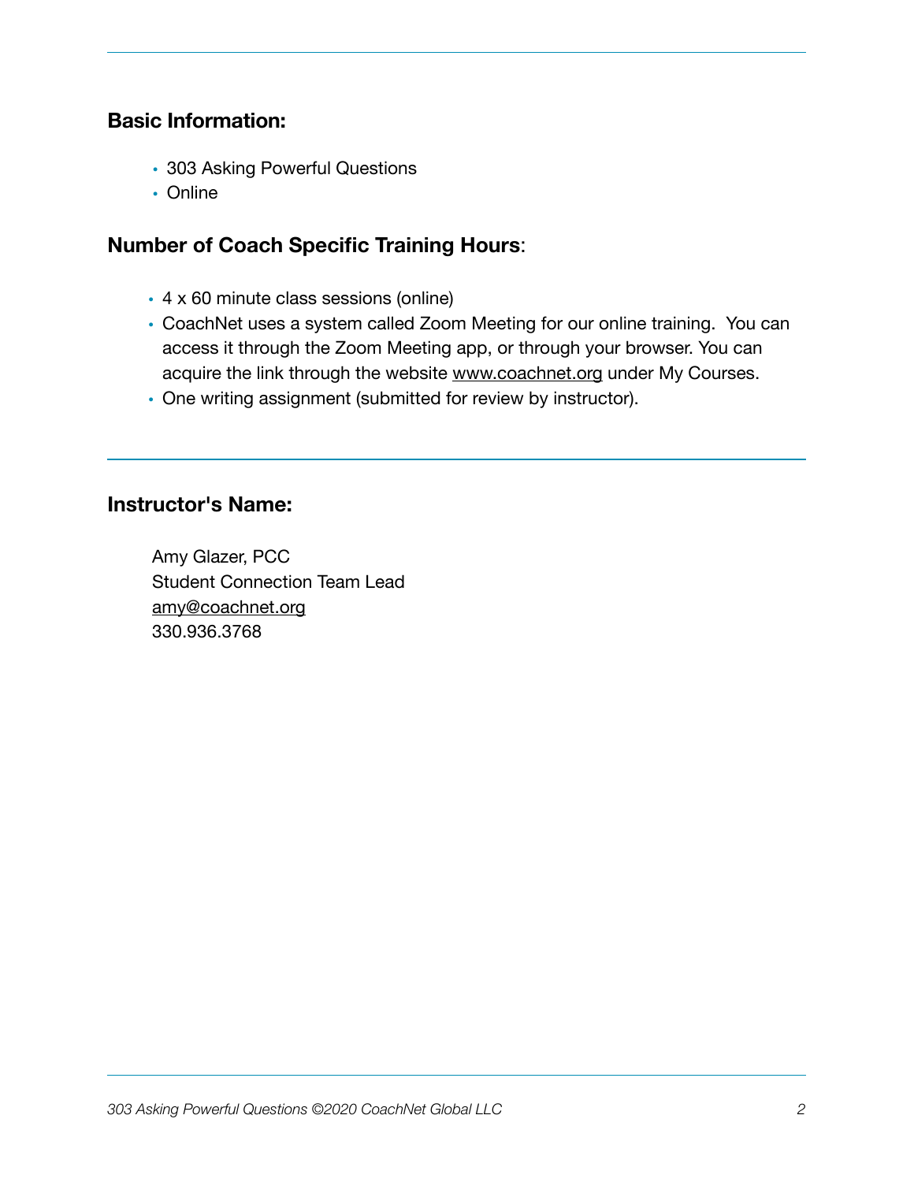## Basic Information:

- 303 Asking Powerful Questions
- Online

## Number of Coach Specific Training Hours:

- 4 x 60 minute class sessions (online)
- CoachNet uses a system called Zoom Meeting for our online training. You can access it through the Zoom Meeting app, or through your browser. You can acquire the link through the website www.coachnet.org under My Courses.
- One writing assignment (submitted for review by instructor).

## Instructor's Name:

Amy Glazer, PCC
Student Connection Team Lead
amy@coachnet.org
330.936.3768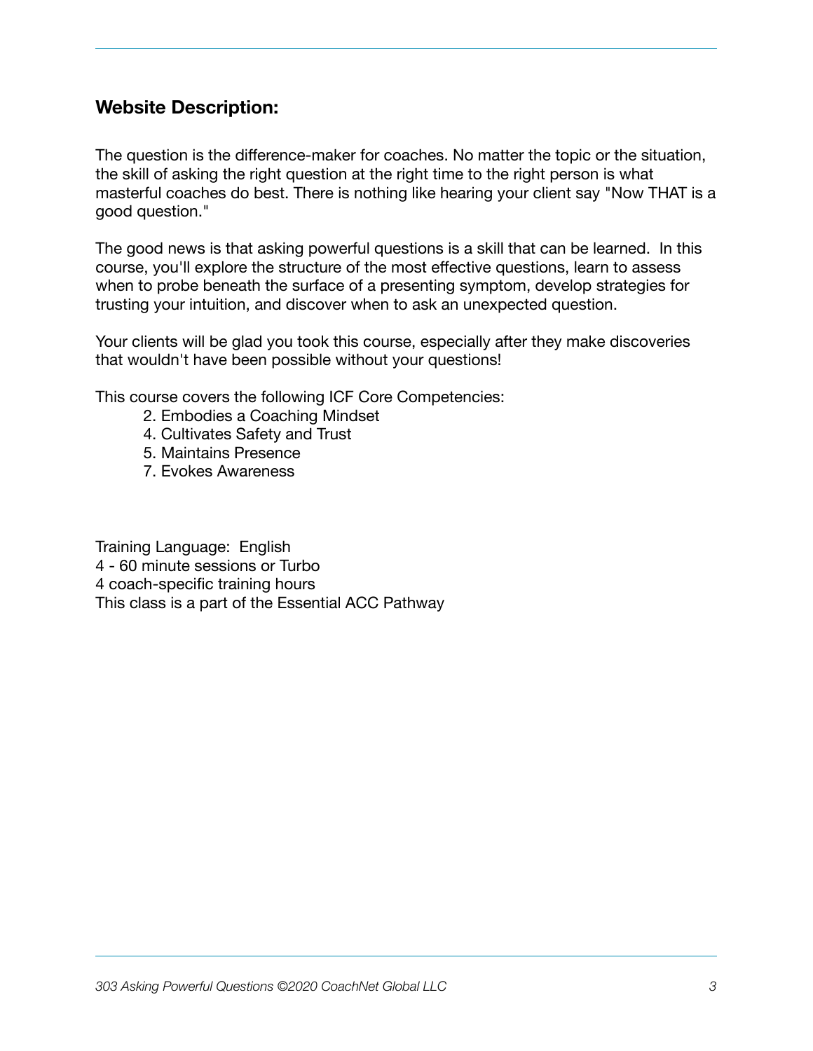## Website Description:

The question is the difference-maker for coaches. No matter the topic or the situation, the skill of asking the right question at the right time to the right person is what masterful coaches do best. There is nothing like hearing your client say "Now THAT is a good question."

The good news is that asking powerful questions is a skill that can be learned. In this course, you'll explore the structure of the most effective questions, learn to assess when to probe beneath the surface of a presenting symptom, develop strategies for trusting your intuition, and discover when to ask an unexpected question.

Your clients will be glad you took this course, especially after they make discoveries that wouldn't have been possible without your questions!

This course covers the following ICF Core Competencies:

2. Embodies a Coaching Mindset
4. Cultivates Safety and Trust
5. Maintains Presence
7. Evokes Awareness

Training Language: English
4 - 60 minute sessions or Turbo
4 coach-specific training hours
This class is a part of the Essential ACC Pathway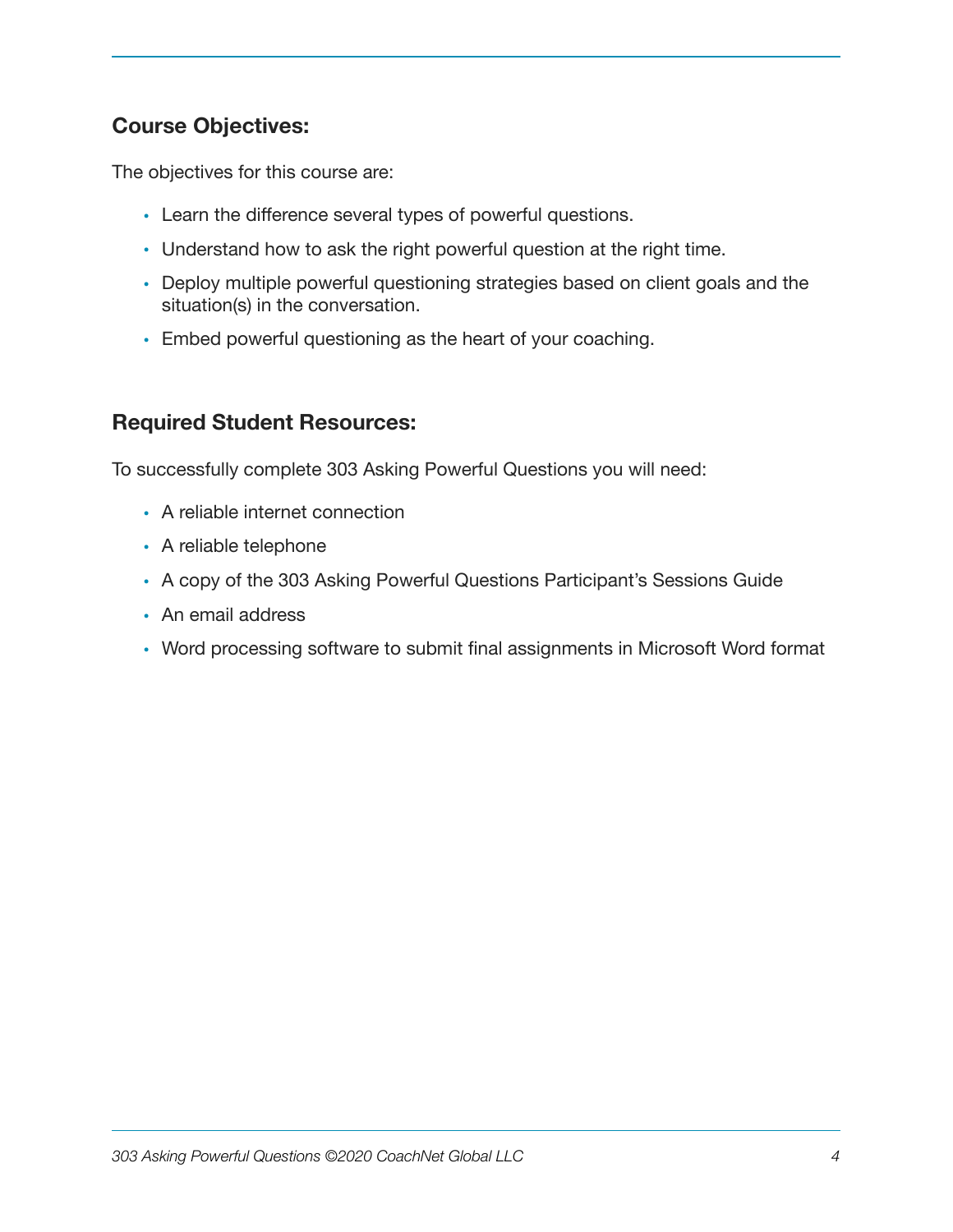## Course Objectives:

The objectives for this course are:

- Learn the difference several types of powerful questions.
- Understand how to ask the right powerful question at the right time.
- Deploy multiple powerful questioning strategies based on client goals and the situation(s) in the conversation.
- Embed powerful questioning as the heart of your coaching.

## Required Student Resources:

To successfully complete 303 Asking Powerful Questions you will need:

- A reliable internet connection
- A reliable telephone
- A copy of the 303 Asking Powerful Questions Participant's Sessions Guide
- An email address
- Word processing software to submit final assignments in Microsoft Word format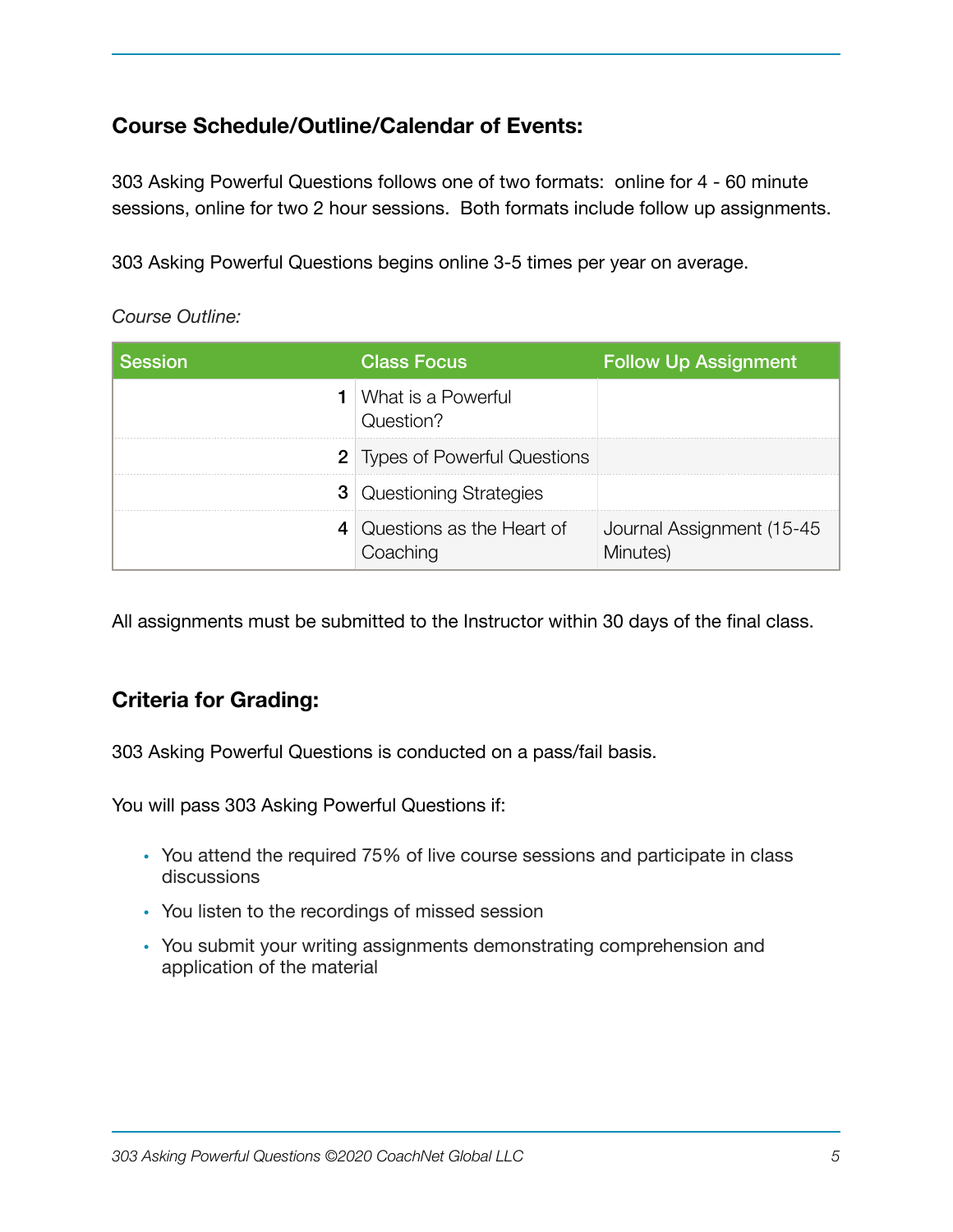## Course Schedule/Outline/Calendar of Events:

303 Asking Powerful Questions follows one of two formats:  online for 4 - 60 minute sessions, online for two 2 hour sessions.  Both formats include follow up assignments.

303 Asking Powerful Questions begins online 3-5 times per year on average.

*Course Outline:*

| Session | Class Focus | Follow Up Assignment |
|---|---|---|
| 1 | What is a Powerful Question? | |
| 2 | Types of Powerful Questions | |
| 3 | Questioning Strategies | |
| 4 | Questions as the Heart of Coaching | Journal Assignment (15-45 Minutes) |

All assignments must be submitted to the Instructor within 30 days of the final class.

## Criteria for Grading:

303 Asking Powerful Questions is conducted on a pass/fail basis.

You will pass 303 Asking Powerful Questions if:

- You attend the required 75% of live course sessions and participate in class discussions
- You listen to the recordings of missed session
- You submit your writing assignments demonstrating comprehension and application of the material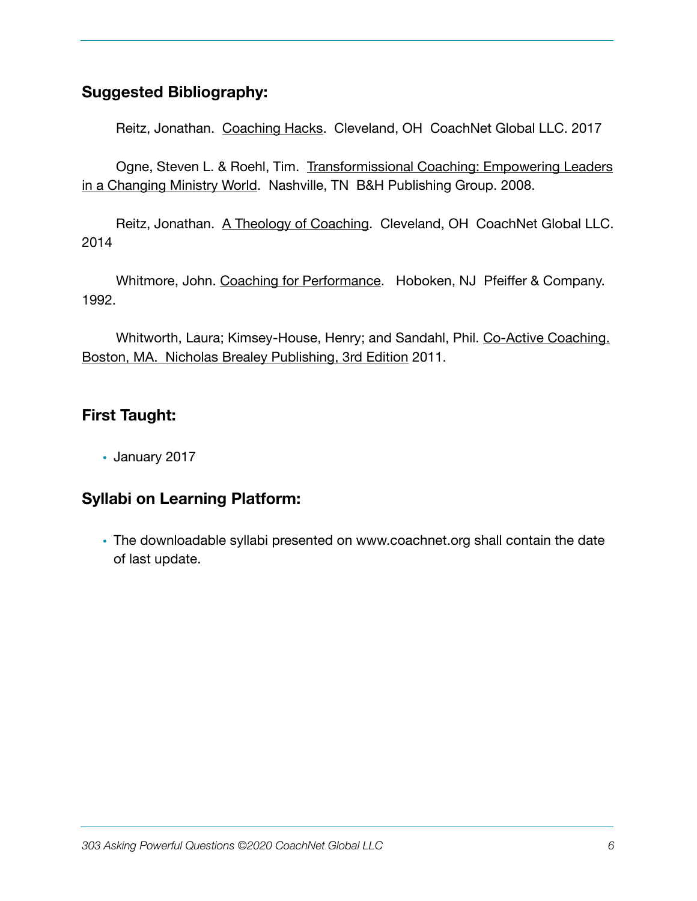## Suggested Bibliography:

Reitz, Jonathan. Coaching Hacks. Cleveland, OH CoachNet Global LLC. 2017

Ogne, Steven L. & Roehl, Tim. Transformissional Coaching: Empowering Leaders in a Changing Ministry World. Nashville, TN B&H Publishing Group. 2008.

Reitz, Jonathan. A Theology of Coaching. Cleveland, OH CoachNet Global LLC. 2014

Whitmore, John. Coaching for Performance. Hoboken, NJ Pfeiffer & Company. 1992.

Whitworth, Laura; Kimsey-House, Henry; and Sandahl, Phil. Co-Active Coaching. Boston, MA. Nicholas Brealey Publishing, 3rd Edition 2011.

## First Taught:

- January 2017

## Syllabi on Learning Platform:

- The downloadable syllabi presented on www.coachnet.org shall contain the date of last update.